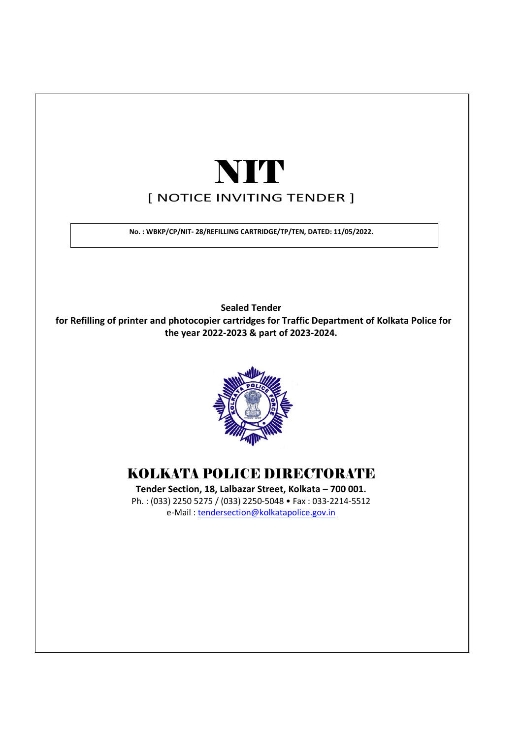# NIT

## [ NOTICE INVITING TENDER ]

**No. : WBKP/CP/NIT- 28/REFILLING CARTRIDGE/TP/TEN, DATED: 11/05/2022.**

**Sealed Tender**

**for Refilling of printer and photocopier cartridges for Traffic Department of Kolkata Police for the year 2022-2023 & part of 2023-2024.**

## KOLKATA POLICE DIRECTORATE

**Tender Section, 18, Lalbazar Street, Kolkata – 700 001.**

Ph. : (033) 2250 5275 / (033) 2250-5048 • Fax : 033-2214-5512

e-Mail : tendersection@kolkatapolice.gov.in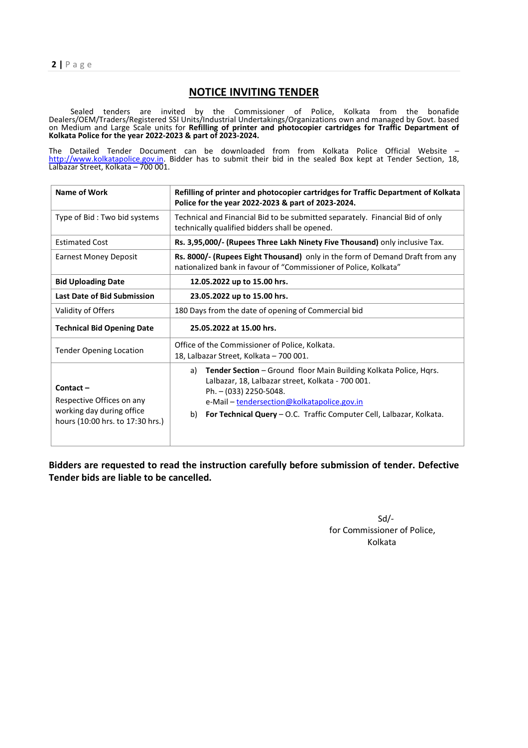# NOTICE INVITING TENDER

Sealed tenders are invited by the Commissioner of Police, Kolkata from the bonafide Dealers/OEM/Traders/Registered SSI Units/Industrial Undertakings/Organizations own and managed by Govt. based on Medium and Large Scale units for **Refilling of printer and photocopier cartridges for Traffic Department of Kolkata Police for the year 2022-2023 & part of 2023-2024.**

The Detailed Tender Document can be downloaded from from Kolkata Police Official Website – http://www.kolkatapolice.gov.in. Bidder has to submit their bid in the sealed Box kept at Tender Section, 18, Lalbazar Street, Kolkata – 700 001.

| Name of Work | Refilling of printer and photocopier cartridges for Traffic Department of Kolkata Police for the year 2022-2023 & part of 2023-2024. |
|---|---|
| Type of Bid : Two bid systems | Technical and Financial Bid to be submitted separately. Financial Bid of only technically qualified bidders shall be opened. |
| Estimated Cost | **Rs. 3,95,000/- (Rupees Three Lakh Ninety Five Thousand)** only inclusive Tax. |
| Earnest Money Deposit | **Rs. 8000/- (Rupees Eight Thousand)** only in the form of Demand Draft from any nationalized bank in favour of "Commissioner of Police, Kolkata" |
| **Bid Uploading Date** | **12.05.2022 up to 15.00 hrs.** |
| **Last Date of Bid Submission** | **23.05.2022 up to 15.00 hrs.** |
| Validity of Offers | 180 Days from the date of opening of Commercial bid |
| **Technical Bid Opening Date** | **25.05.2022 at 15.00 hrs.** |
| Tender Opening Location | Office of the Commissioner of Police, Kolkata.<br>18, Lalbazar Street, Kolkata – 700 001. |
| **Contact –**<br>Respective Offices on any working day during office hours (10:00 hrs. to 17:30 hrs.) | a) **Tender Section** – Ground floor Main Building Kolkata Police, Hqrs. Lalbazar, 18, Lalbazar street, Kolkata - 700 001.<br>Ph. – (033) 2250-5048.<br>e-Mail – tendersection@kolkatapolice.gov.in<br>b) **For Technical Query** – O.C. Traffic Computer Cell, Lalbazar, Kolkata. |

**Bidders are requested to read the instruction carefully before submission of tender. Defective Tender bids are liable to be cancelled.**

Sd/-
for Commissioner of Police,
Kolkata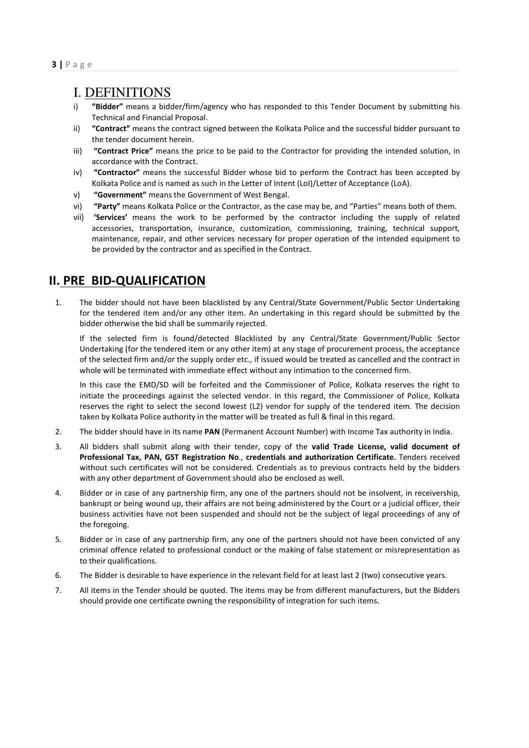# I. DEFINITIONS

i) **"Bidder"** means a bidder/firm/agency who has responded to this Tender Document by submitting his Technical and Financial Proposal.

ii) **"Contract"** means the contract signed between the Kolkata Police and the successful bidder pursuant to the tender document herein.

iii) **"Contract Price"** means the price to be paid to the Contractor for providing the intended solution, in accordance with the Contract.

iv) **"Contractor"** means the successful Bidder whose bid to perform the Contract has been accepted by Kolkata Police and is named as such in the Letter of Intent (LoI)/Letter of Acceptance (LoA).

v) **"Government"** means the Government of West Bengal.

vi) **"Party"** means Kolkata Police or the Contractor, as the case may be, and "Parties" means both of them.

vii) **'Services'** means the work to be performed by the contractor including the supply of related accessories, transportation, insurance, customization, commissioning, training, technical support, maintenance, repair, and other services necessary for proper operation of the intended equipment to be provided by the contractor and as specified in the Contract.

# II. PRE BID-QUALIFICATION

1. The bidder should not have been blacklisted by any Central/State Government/Public Sector Undertaking for the tendered item and/or any other item. An undertaking in this regard should be submitted by the bidder otherwise the bid shall be summarily rejected.

   If the selected firm is found/detected Blacklisted by any Central/State Government/Public Sector Undertaking (for the tendered item or any other item) at any stage of procurement process, the acceptance of the selected firm and/or the supply order etc., if issued would be treated as cancelled and the contract in whole will be terminated with immediate effect without any intimation to the concerned firm.

   In this case the EMD/SD will be forfeited and the Commissioner of Police, Kolkata reserves the right to initiate the proceedings against the selected vendor. In this regard, the Commissioner of Police, Kolkata reserves the right to select the second lowest (L2) vendor for supply of the tendered item. The decision taken by Kolkata Police authority in the matter will be treated as full & final in this regard.

2. The bidder should have in its name **PAN** (Permanent Account Number) with Income Tax authority in India.

3. All bidders shall submit along with their tender, copy of the **valid Trade License, valid document of Professional Tax, PAN, GST Registration No**., **credentials and authorization Certificate.** Tenders received without such certificates will not be considered. Credentials as to previous contracts held by the bidders with any other department of Government should also be enclosed as well.

4. Bidder or in case of any partnership firm, any one of the partners should not be insolvent, in receivership, bankrupt or being wound up, their affairs are not being administered by the Court or a judicial officer, their business activities have not been suspended and should not be the subject of legal proceedings of any of the foregoing.

5. Bidder or in case of any partnership firm, any one of the partners should not have been convicted of any criminal offence related to professional conduct or the making of false statement or misrepresentation as to their qualifications.

6. The Bidder is desirable to have experience in the relevant field for at least last 2 (two) consecutive years.

7. All items in the Tender should be quoted. The items may be from different manufacturers, but the Bidders should provide one certificate owning the responsibility of integration for such items.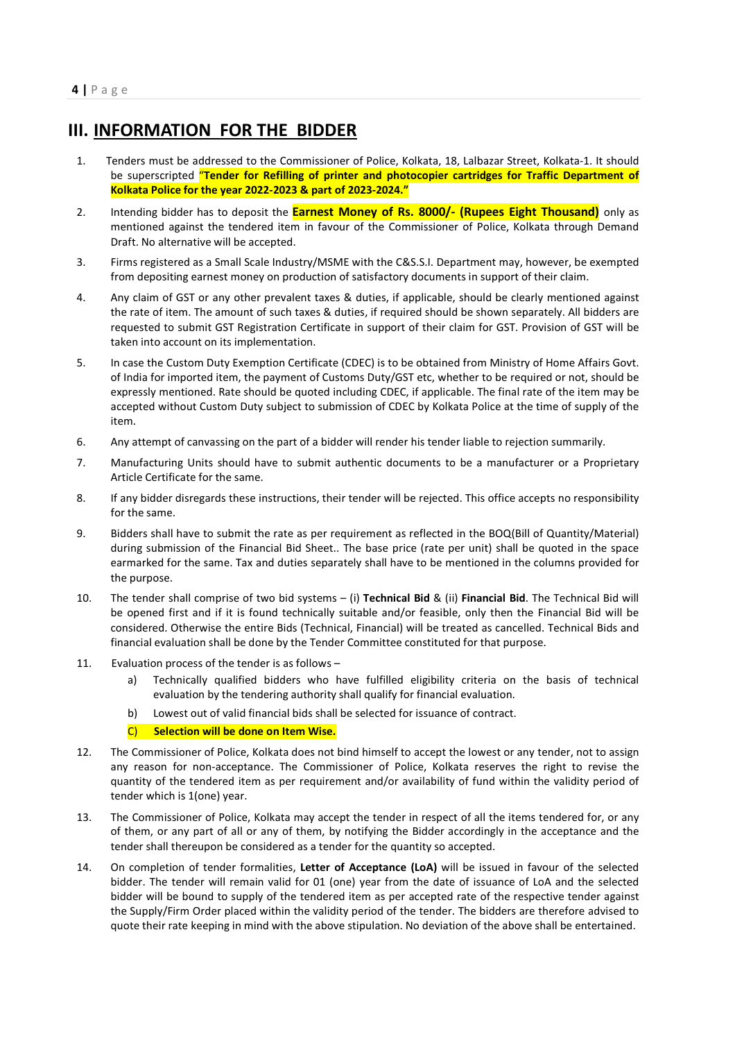## III. INFORMATION FOR THE BIDDER

1. Tenders must be addressed to the Commissioner of Police, Kolkata, 18, Lalbazar Street, Kolkata-1. It should be superscripted **"Tender for Refilling of printer and photocopier cartridges for Traffic Department of Kolkata Police for the year 2022-2023 & part of 2023-2024."**

2. Intending bidder has to deposit the **Earnest Money of Rs. 8000/- (Rupees Eight Thousand)** only as mentioned against the tendered item in favour of the Commissioner of Police, Kolkata through Demand Draft. No alternative will be accepted.

3. Firms registered as a Small Scale Industry/MSME with the C&S.S.I. Department may, however, be exempted from depositing earnest money on production of satisfactory documents in support of their claim.

4. Any claim of GST or any other prevalent taxes & duties, if applicable, should be clearly mentioned against the rate of item. The amount of such taxes & duties, if required should be shown separately. All bidders are requested to submit GST Registration Certificate in support of their claim for GST. Provision of GST will be taken into account on its implementation.

5. In case the Custom Duty Exemption Certificate (CDEC) is to be obtained from Ministry of Home Affairs Govt. of India for imported item, the payment of Customs Duty/GST etc, whether to be required or not, should be expressly mentioned. Rate should be quoted including CDEC, if applicable. The final rate of the item may be accepted without Custom Duty subject to submission of CDEC by Kolkata Police at the time of supply of the item.

6. Any attempt of canvassing on the part of a bidder will render his tender liable to rejection summarily.

7. Manufacturing Units should have to submit authentic documents to be a manufacturer or a Proprietary Article Certificate for the same.

8. If any bidder disregards these instructions, their tender will be rejected. This office accepts no responsibility for the same.

9. Bidders shall have to submit the rate as per requirement as reflected in the BOQ(Bill of Quantity/Material) during submission of the Financial Bid Sheet.. The base price (rate per unit) shall be quoted in the space earmarked for the same. Tax and duties separately shall have to be mentioned in the columns provided for the purpose.

10. The tender shall comprise of two bid systems – (i) **Technical Bid** & (ii) **Financial Bid**. The Technical Bid will be opened first and if it is found technically suitable and/or feasible, only then the Financial Bid will be considered. Otherwise the entire Bids (Technical, Financial) will be treated as cancelled. Technical Bids and financial evaluation shall be done by the Tender Committee constituted for that purpose.

11. Evaluation process of the tender is as follows –
    a) Technically qualified bidders who have fulfilled eligibility criteria on the basis of technical evaluation by the tendering authority shall qualify for financial evaluation.
    b) Lowest out of valid financial bids shall be selected for issuance of contract.
    C) **Selection will be done on Item Wise.**

12. The Commissioner of Police, Kolkata does not bind himself to accept the lowest or any tender, not to assign any reason for non-acceptance. The Commissioner of Police, Kolkata reserves the right to revise the quantity of the tendered item as per requirement and/or availability of fund within the validity period of tender which is 1(one) year.

13. The Commissioner of Police, Kolkata may accept the tender in respect of all the items tendered for, or any of them, or any part of all or any of them, by notifying the Bidder accordingly in the acceptance and the tender shall thereupon be considered as a tender for the quantity so accepted.

14. On completion of tender formalities, **Letter of Acceptance (LoA)** will be issued in favour of the selected bidder. The tender will remain valid for 01 (one) year from the date of issuance of LoA and the selected bidder will be bound to supply of the tendered item as per accepted rate of the respective tender against the Supply/Firm Order placed within the validity period of the tender. The bidders are therefore advised to quote their rate keeping in mind with the above stipulation. No deviation of the above shall be entertained.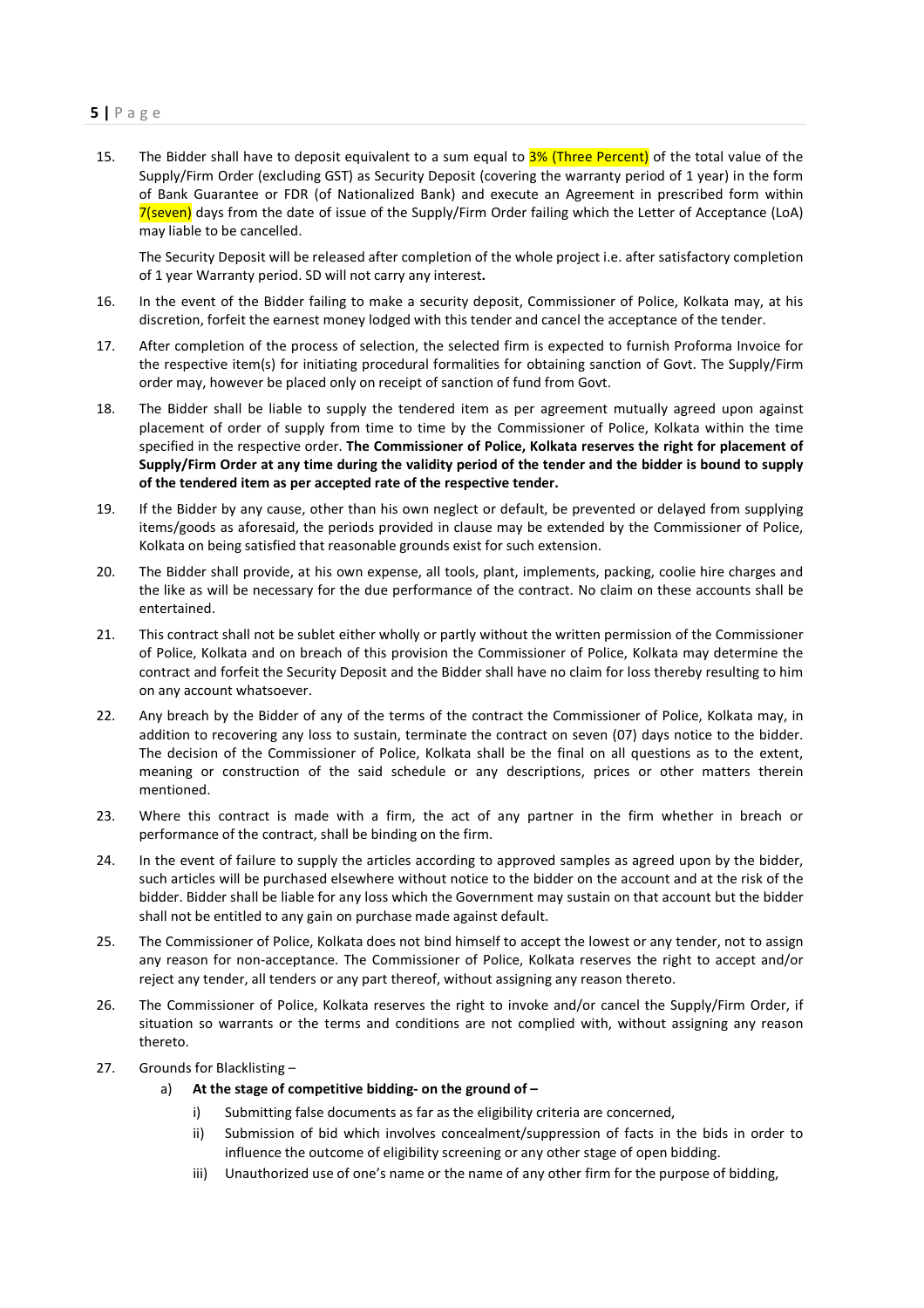15. The Bidder shall have to deposit equivalent to a sum equal to 3% (Three Percent) of the total value of the Supply/Firm Order (excluding GST) as Security Deposit (covering the warranty period of 1 year) in the form of Bank Guarantee or FDR (of Nationalized Bank) and execute an Agreement in prescribed form within 7(seven) days from the date of issue of the Supply/Firm Order failing which the Letter of Acceptance (LoA) may liable to be cancelled.

    The Security Deposit will be released after completion of the whole project i.e. after satisfactory completion of 1 year Warranty period. SD will not carry any interest**.**

16. In the event of the Bidder failing to make a security deposit, Commissioner of Police, Kolkata may, at his discretion, forfeit the earnest money lodged with this tender and cancel the acceptance of the tender.

17. After completion of the process of selection, the selected firm is expected to furnish Proforma Invoice for the respective item(s) for initiating procedural formalities for obtaining sanction of Govt. The Supply/Firm order may, however be placed only on receipt of sanction of fund from Govt.

18. The Bidder shall be liable to supply the tendered item as per agreement mutually agreed upon against placement of order of supply from time to time by the Commissioner of Police, Kolkata within the time specified in the respective order. **The Commissioner of Police, Kolkata reserves the right for placement of Supply/Firm Order at any time during the validity period of the tender and the bidder is bound to supply of the tendered item as per accepted rate of the respective tender.**

19. If the Bidder by any cause, other than his own neglect or default, be prevented or delayed from supplying items/goods as aforesaid, the periods provided in clause may be extended by the Commissioner of Police, Kolkata on being satisfied that reasonable grounds exist for such extension.

20. The Bidder shall provide, at his own expense, all tools, plant, implements, packing, coolie hire charges and the like as will be necessary for the due performance of the contract. No claim on these accounts shall be entertained.

21. This contract shall not be sublet either wholly or partly without the written permission of the Commissioner of Police, Kolkata and on breach of this provision the Commissioner of Police, Kolkata may determine the contract and forfeit the Security Deposit and the Bidder shall have no claim for loss thereby resulting to him on any account whatsoever.

22. Any breach by the Bidder of any of the terms of the contract the Commissioner of Police, Kolkata may, in addition to recovering any loss to sustain, terminate the contract on seven (07) days notice to the bidder. The decision of the Commissioner of Police, Kolkata shall be the final on all questions as to the extent, meaning or construction of the said schedule or any descriptions, prices or other matters therein mentioned.

23. Where this contract is made with a firm, the act of any partner in the firm whether in breach or performance of the contract, shall be binding on the firm.

24. In the event of failure to supply the articles according to approved samples as agreed upon by the bidder, such articles will be purchased elsewhere without notice to the bidder on the account and at the risk of the bidder. Bidder shall be liable for any loss which the Government may sustain on that account but the bidder shall not be entitled to any gain on purchase made against default.

25. The Commissioner of Police, Kolkata does not bind himself to accept the lowest or any tender, not to assign any reason for non-acceptance. The Commissioner of Police, Kolkata reserves the right to accept and/or reject any tender, all tenders or any part thereof, without assigning any reason thereto.

26. The Commissioner of Police, Kolkata reserves the right to invoke and/or cancel the Supply/Firm Order, if situation so warrants or the terms and conditions are not complied with, without assigning any reason thereto.

27. Grounds for Blacklisting –

    a) **At the stage of competitive bidding- on the ground of –**

        i) Submitting false documents as far as the eligibility criteria are concerned,

        ii) Submission of bid which involves concealment/suppression of facts in the bids in order to influence the outcome of eligibility screening or any other stage of open bidding.

        iii) Unauthorized use of one's name or the name of any other firm for the purpose of bidding,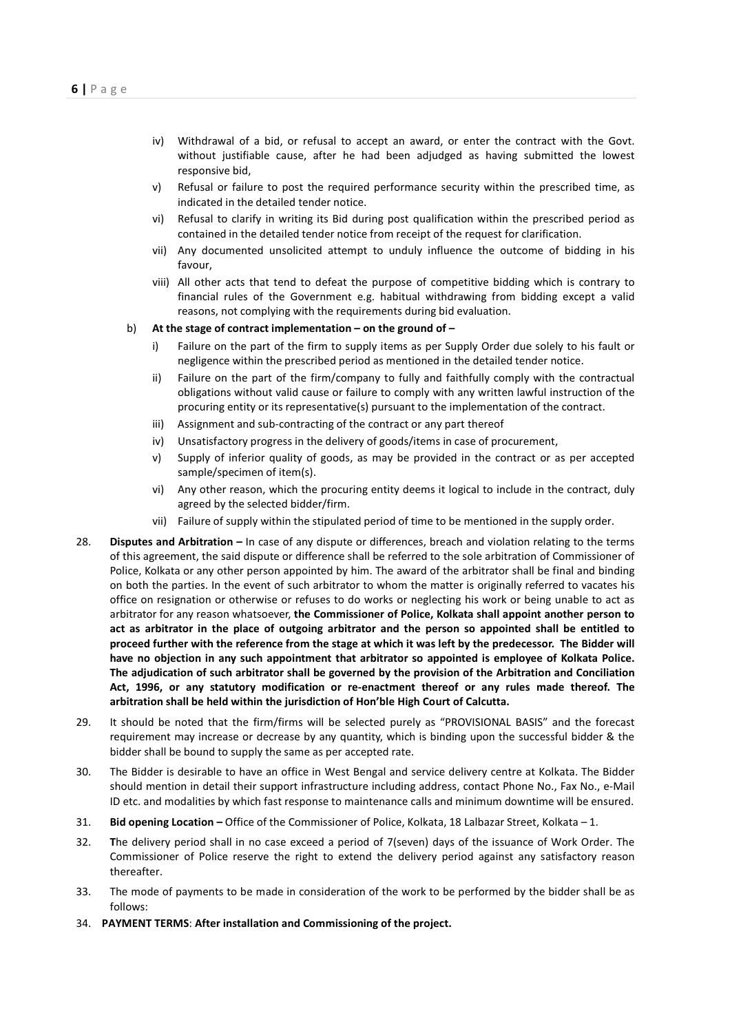iv) Withdrawal of a bid, or refusal to accept an award, or enter the contract with the Govt. without justifiable cause, after he had been adjudged as having submitted the lowest responsive bid,

v) Refusal or failure to post the required performance security within the prescribed time, as indicated in the detailed tender notice.

vi) Refusal to clarify in writing its Bid during post qualification within the prescribed period as contained in the detailed tender notice from receipt of the request for clarification.

vii) Any documented unsolicited attempt to unduly influence the outcome of bidding in his favour,

viii) All other acts that tend to defeat the purpose of competitive bidding which is contrary to financial rules of the Government e.g. habitual withdrawing from bidding except a valid reasons, not complying with the requirements during bid evaluation.

b) **At the stage of contract implementation – on the ground of –**

i) Failure on the part of the firm to supply items as per Supply Order due solely to his fault or negligence within the prescribed period as mentioned in the detailed tender notice.

ii) Failure on the part of the firm/company to fully and faithfully comply with the contractual obligations without valid cause or failure to comply with any written lawful instruction of the procuring entity or its representative(s) pursuant to the implementation of the contract.

iii) Assignment and sub-contracting of the contract or any part thereof

iv) Unsatisfactory progress in the delivery of goods/items in case of procurement,

v) Supply of inferior quality of goods, as may be provided in the contract or as per accepted sample/specimen of item(s).

vi) Any other reason, which the procuring entity deems it logical to include in the contract, duly agreed by the selected bidder/firm.

vii) Failure of supply within the stipulated period of time to be mentioned in the supply order.

28. **Disputes and Arbitration –** In case of any dispute or differences, breach and violation relating to the terms of this agreement, the said dispute or difference shall be referred to the sole arbitration of Commissioner of Police, Kolkata or any other person appointed by him. The award of the arbitrator shall be final and binding on both the parties. In the event of such arbitrator to whom the matter is originally referred to vacates his office on resignation or otherwise or refuses to do works or neglecting his work or being unable to act as arbitrator for any reason whatsoever, **the Commissioner of Police, Kolkata shall appoint another person to act as arbitrator in the place of outgoing arbitrator and the person so appointed shall be entitled to proceed further with the reference from the stage at which it was left by the predecessor. The Bidder will have no objection in any such appointment that arbitrator so appointed is employee of Kolkata Police. The adjudication of such arbitrator shall be governed by the provision of the Arbitration and Conciliation Act, 1996, or any statutory modification or re-enactment thereof or any rules made thereof. The arbitration shall be held within the jurisdiction of Hon'ble High Court of Calcutta.**

29. It should be noted that the firm/firms will be selected purely as "PROVISIONAL BASIS" and the forecast requirement may increase or decrease by any quantity, which is binding upon the successful bidder & the bidder shall be bound to supply the same as per accepted rate.

30. The Bidder is desirable to have an office in West Bengal and service delivery centre at Kolkata. The Bidder should mention in detail their support infrastructure including address, contact Phone No., Fax No., e-Mail ID etc. and modalities by which fast response to maintenance calls and minimum downtime will be ensured.

31. **Bid opening Location –** Office of the Commissioner of Police, Kolkata, 18 Lalbazar Street, Kolkata – 1.

32. **T**he delivery period shall in no case exceed a period of 7(seven) days of the issuance of Work Order. The Commissioner of Police reserve the right to extend the delivery period against any satisfactory reason thereafter.

33. The mode of payments to be made in consideration of the work to be performed by the bidder shall be as follows:

34. **PAYMENT TERMS**: **After installation and Commissioning of the project.**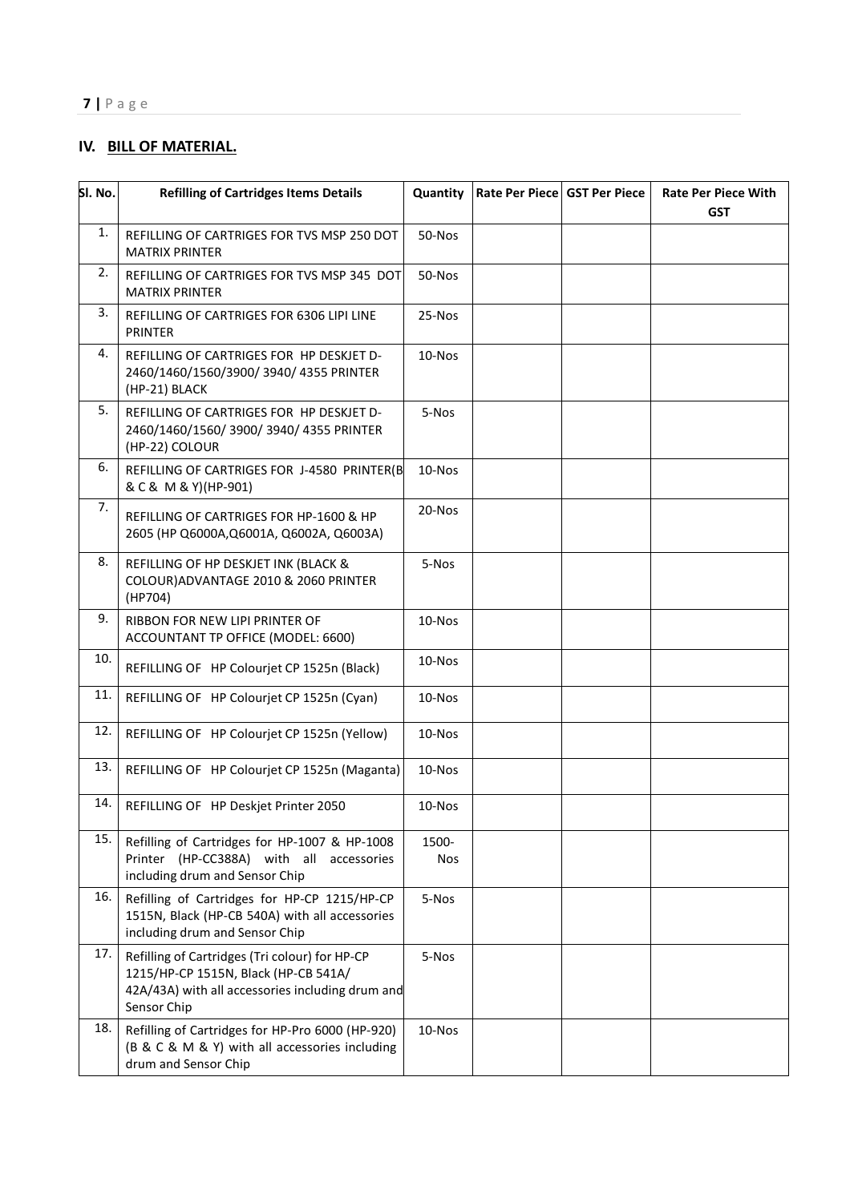## IV. BILL OF MATERIAL.

| Sl. No. | Refilling of Cartridges Items Details | Quantity | Rate Per Piece | GST Per Piece | Rate Per Piece With GST |
|---|---|---|---|---|---|
| 1. | REFILLING OF CARTRIGES FOR TVS MSP 250 DOT MATRIX PRINTER | 50-Nos | | | |
| 2. | REFILLING OF CARTRIGES FOR TVS MSP 345 DOT MATRIX PRINTER | 50-Nos | | | |
| 3. | REFILLING OF CARTRIGES FOR 6306 LIPI LINE PRINTER | 25-Nos | | | |
| 4. | REFILLING OF CARTRIGES FOR HP DESKJET D-2460/1460/1560/3900/ 3940/ 4355 PRINTER (HP-21) BLACK | 10-Nos | | | |
| 5. | REFILLING OF CARTRIGES FOR HP DESKJET D-2460/1460/1560/ 3900/ 3940/ 4355 PRINTER (HP-22) COLOUR | 5-Nos | | | |
| 6. | REFILLING OF CARTRIGES FOR J-4580 PRINTER(B & C & M & Y)(HP-901) | 10-Nos | | | |
| 7. | REFILLING OF CARTRIGES FOR HP-1600 & HP 2605 (HP Q6000A,Q6001A, Q6002A, Q6003A) | 20-Nos | | | |
| 8. | REFILLING OF HP DESKJET INK (BLACK & COLOUR)ADVANTAGE 2010 & 2060 PRINTER (HP704) | 5-Nos | | | |
| 9. | RIBBON FOR NEW LIPI PRINTER OF ACCOUNTANT TP OFFICE (MODEL: 6600) | 10-Nos | | | |
| 10. | REFILLING OF HP Colourjet CP 1525n (Black) | 10-Nos | | | |
| 11. | REFILLING OF HP Colourjet CP 1525n (Cyan) | 10-Nos | | | |
| 12. | REFILLING OF HP Colourjet CP 1525n (Yellow) | 10-Nos | | | |
| 13. | REFILLING OF HP Colourjet CP 1525n (Maganta) | 10-Nos | | | |
| 14. | REFILLING OF HP Deskjet Printer 2050 | 10-Nos | | | |
| 15. | Refilling of Cartridges for HP-1007 & HP-1008 Printer (HP-CC388A) with all accessories including drum and Sensor Chip | 1500-Nos | | | |
| 16. | Refilling of Cartridges for HP-CP 1215/HP-CP 1515N, Black (HP-CB 540A) with all accessories including drum and Sensor Chip | 5-Nos | | | |
| 17. | Refilling of Cartridges (Tri colour) for HP-CP 1215/HP-CP 1515N, Black (HP-CB 541A/ 42A/43A) with all accessories including drum and Sensor Chip | 5-Nos | | | |
| 18. | Refilling of Cartridges for HP-Pro 6000 (HP-920) (B & C & M & Y) with all accessories including drum and Sensor Chip | 10-Nos | | | |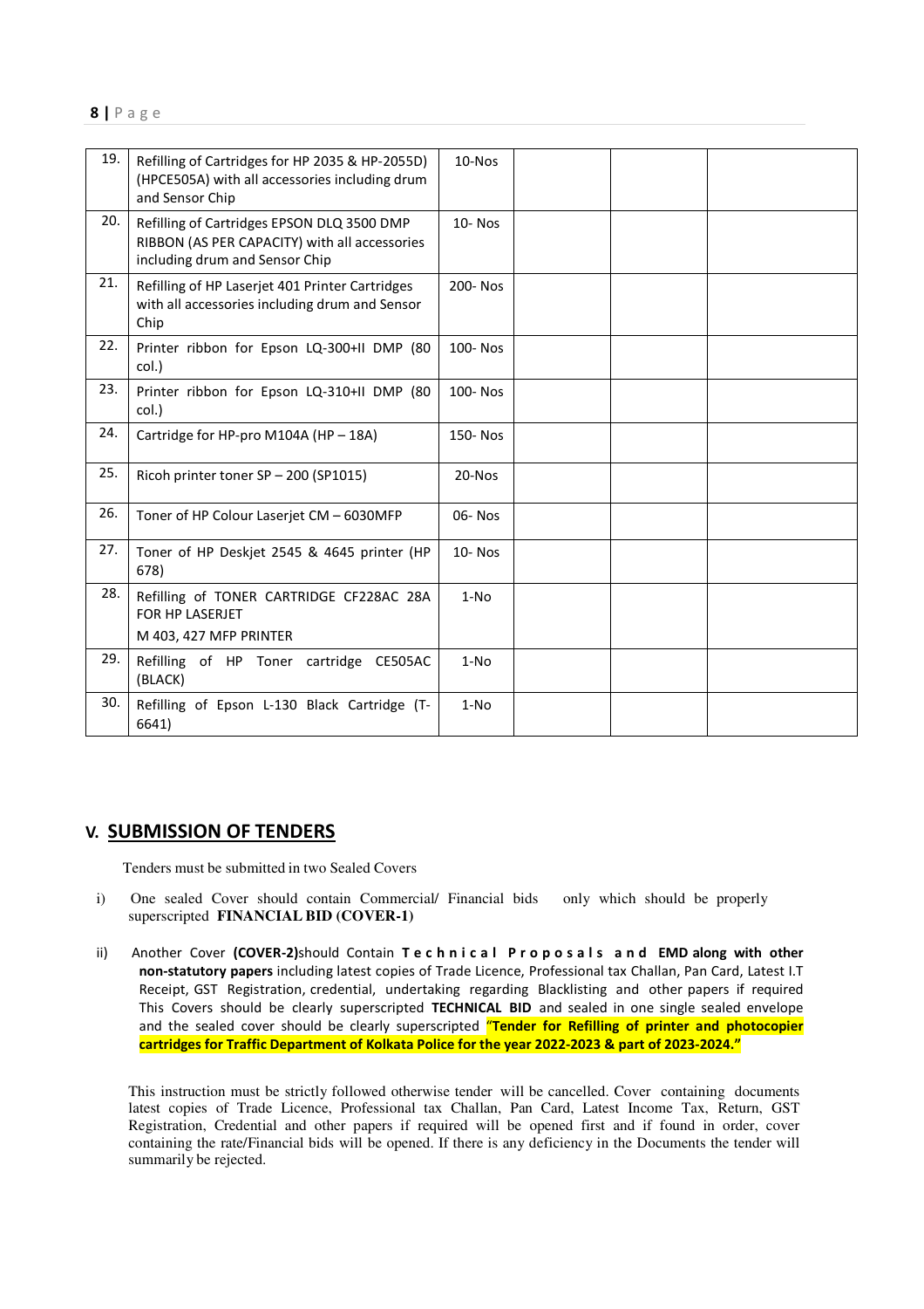| 19. | Refilling of Cartridges for HP 2035 & HP-2055D) (HPCE505A) with all accessories including drum and Sensor Chip | 10-Nos | | | |
|---|---|---|---|---|---|
| 20. | Refilling of Cartridges EPSON DLQ 3500 DMP RIBBON (AS PER CAPACITY) with all accessories including drum and Sensor Chip | 10- Nos | | | |
| 21. | Refilling of HP Laserjet 401 Printer Cartridges with all accessories including drum and Sensor Chip | 200- Nos | | | |
| 22. | Printer ribbon for Epson LQ-300+II DMP (80 col.) | 100- Nos | | | |
| 23. | Printer ribbon for Epson LQ-310+II DMP (80 col.) | 100- Nos | | | |
| 24. | Cartridge for HP-pro M104A (HP – 18A) | 150- Nos | | | |
| 25. | Ricoh printer toner SP – 200 (SP1015) | 20-Nos | | | |
| 26. | Toner of HP Colour Laserjet CM – 6030MFP | 06- Nos | | | |
| 27. | Toner of HP Deskjet 2545 & 4645 printer (HP 678) | 10- Nos | | | |
| 28. | Refilling of TONER CARTRIDGE CF228AC 28A FOR HP LASERJET M 403, 427 MFP PRINTER | 1-No | | | |
| 29. | Refilling of HP Toner cartridge CE505AC (BLACK) | 1-No | | | |
| 30. | Refilling of Epson L-130 Black Cartridge (T-6641) | 1-No | | | |

## V. SUBMISSION OF TENDERS

Tenders must be submitted in two Sealed Covers

i) One sealed Cover should contain Commercial/ Financial bids only which should be properly superscripted **FINANCIAL BID (COVER-1)**

ii) Another Cover **(COVER-2)** should Contain **Technical Proposals and EMD along with other non-statutory papers** including latest copies of Trade Licence, Professional tax Challan, Pan Card, Latest I.T Receipt, GST Registration, credential, undertaking regarding Blacklisting and other papers if required This Covers should be clearly superscripted **TECHNICAL BID** and sealed in one single sealed envelope and the sealed cover should be clearly superscripted **"Tender for Refilling of printer and photocopier cartridges for Traffic Department of Kolkata Police for the year 2022-2023 & part of 2023-2024."**

This instruction must be strictly followed otherwise tender will be cancelled. Cover containing documents latest copies of Trade Licence, Professional tax Challan, Pan Card, Latest Income Tax, Return, GST Registration, Credential and other papers if required will be opened first and if found in order, cover containing the rate/Financial bids will be opened. If there is any deficiency in the Documents the tender will summarily be rejected.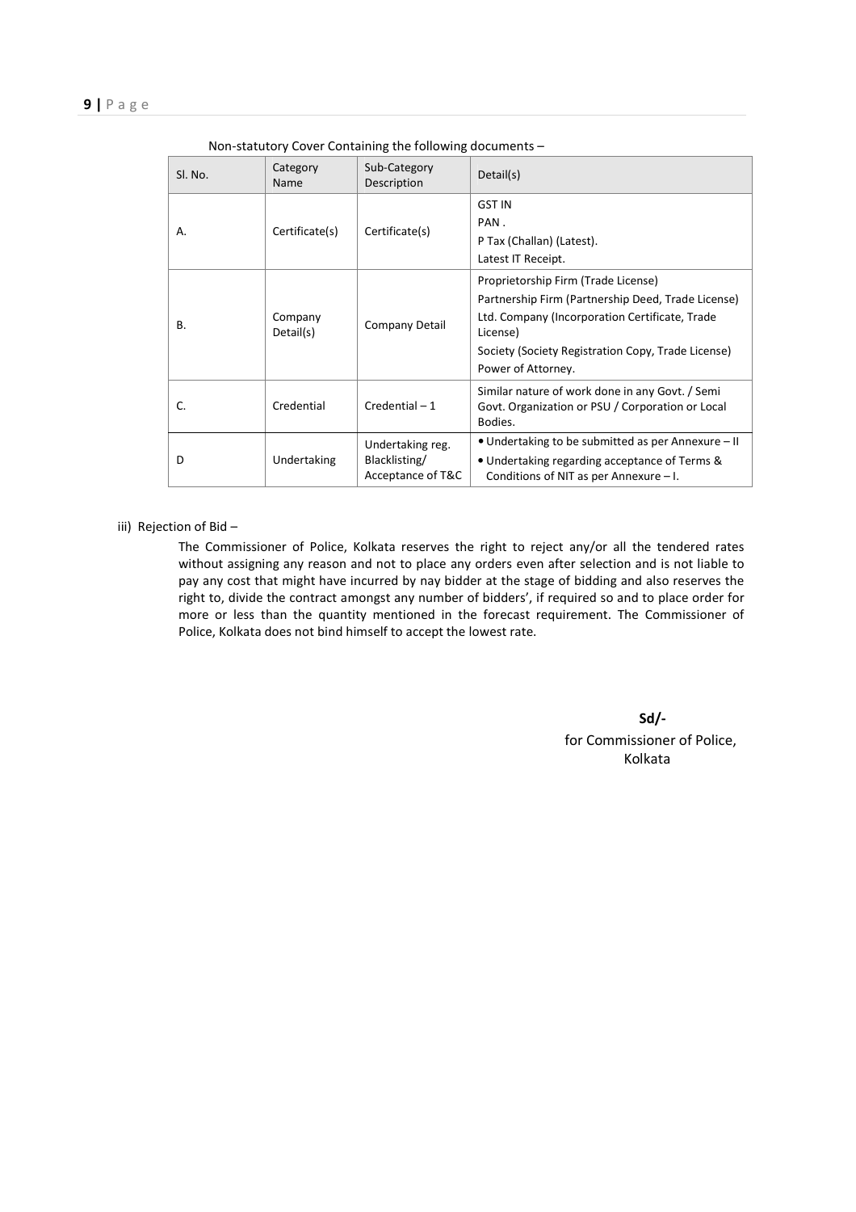Non-statutory Cover Containing the following documents –

| Sl. No. | Category Name | Sub-Category Description | Detail(s) |
|---|---|---|---|
| A. | Certificate(s) | Certificate(s) | GST IN<br>PAN .<br>P Tax (Challan) (Latest).<br>Latest IT Receipt. |
| B. | Company Detail(s) | Company Detail | Proprietorship Firm (Trade License)<br>Partnership Firm (Partnership Deed, Trade License)<br>Ltd. Company (Incorporation Certificate, Trade License)<br>Society (Society Registration Copy, Trade License)<br>Power of Attorney. |
| C. | Credential | Credential – 1 | Similar nature of work done in any Govt. / Semi Govt. Organization or PSU / Corporation or Local Bodies. |
| D | Undertaking | Undertaking reg. Blacklisting/ Acceptance of T&C | • Undertaking to be submitted as per Annexure – II<br>• Undertaking regarding acceptance of Terms & Conditions of NIT as per Annexure – I. |

iii) Rejection of Bid –

The Commissioner of Police, Kolkata reserves the right to reject any/or all the tendered rates without assigning any reason and not to place any orders even after selection and is not liable to pay any cost that might have incurred by nay bidder at the stage of bidding and also reserves the right to, divide the contract amongst any number of bidders', if required so and to place order for more or less than the quantity mentioned in the forecast requirement. The Commissioner of Police, Kolkata does not bind himself to accept the lowest rate.

**Sd/-**

for Commissioner of Police,
Kolkata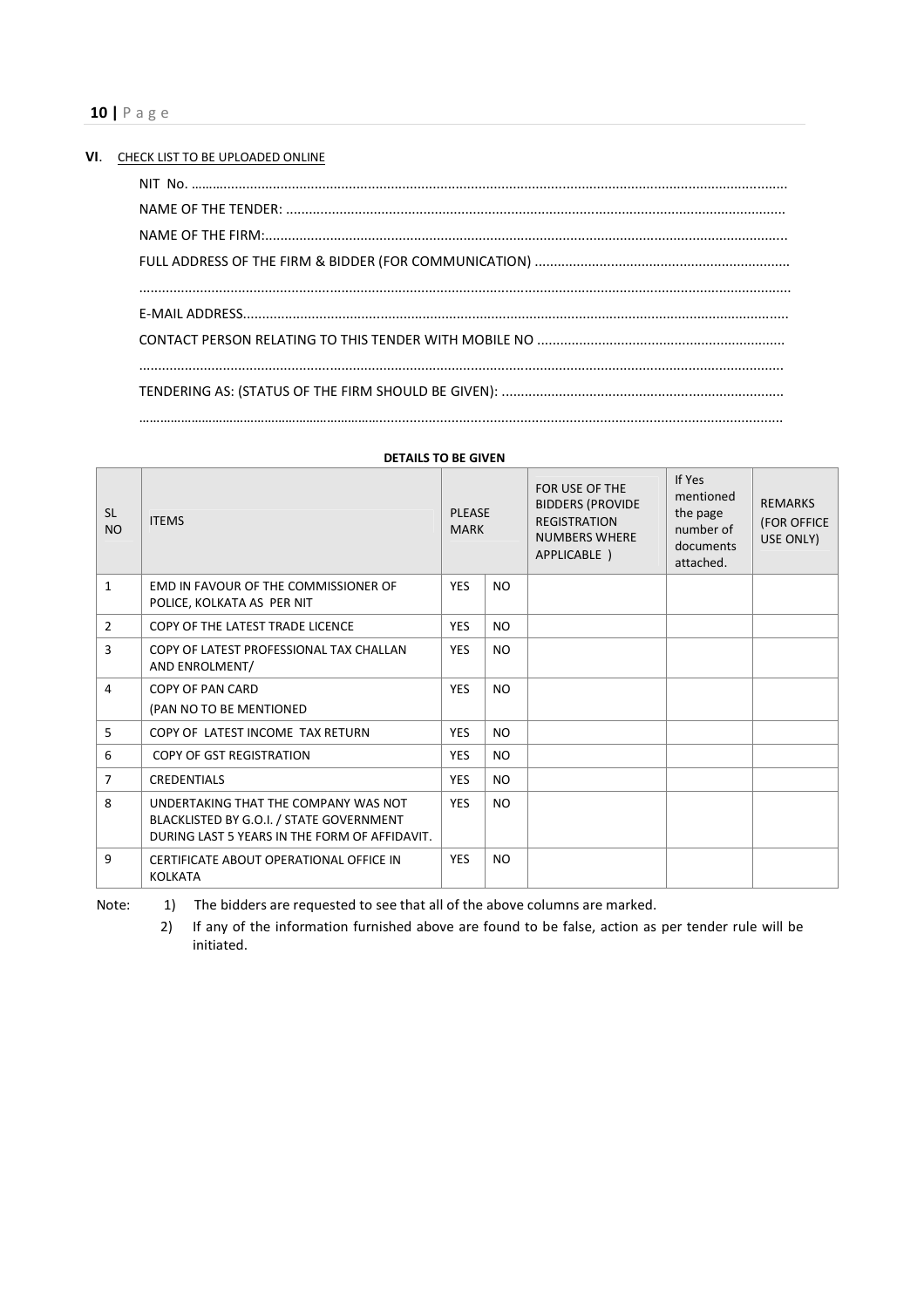**VI**. CHECK LIST TO BE UPLOADED ONLINE

NIT No. ..........................................................................................................................................................

NAME OF THE TENDER: ..................................................................................................................................

NAME OF THE FIRM:........................................................................................................................................

FULL ADDRESS OF THE FIRM & BIDDER (FOR COMMUNICATION) ..................................................................

.........................................................................................................................................................................

E-MAIL ADDRESS..............................................................................................................................................

CONTACT PERSON RELATING TO THIS TENDER WITH MOBILE NO ................................................................

.......................................................................................................................................................................

TENDERING AS: (STATUS OF THE FIRM SHOULD BE GIVEN): .........................................................................

.......................................................................................................................................................................

**DETAILS TO BE GIVEN**

| SL NO | ITEMS | PLEASE MARK | | FOR USE OF THE BIDDERS (PROVIDE REGISTRATION NUMBERS WHERE APPLICABLE ) | If Yes mentioned the page number of documents attached. | REMARKS (FOR OFFICE USE ONLY) |
|---|---|---|---|---|---|---|
| 1 | EMD IN FAVOUR OF THE COMMISSIONER OF POLICE, KOLKATA AS PER NIT | YES | NO | | | |
| 2 | COPY OF THE LATEST TRADE LICENCE | YES | NO | | | |
| 3 | COPY OF LATEST PROFESSIONAL TAX CHALLAN AND ENROLMENT/ | YES | NO | | | |
| 4 | COPY OF PAN CARD (PAN NO TO BE MENTIONED | YES | NO | | | |
| 5 | COPY OF LATEST INCOME TAX RETURN | YES | NO | | | |
| 6 | COPY OF GST REGISTRATION | YES | NO | | | |
| 7 | CREDENTIALS | YES | NO | | | |
| 8 | UNDERTAKING THAT THE COMPANY WAS NOT BLACKLISTED BY G.O.I. / STATE GOVERNMENT DURING LAST 5 YEARS IN THE FORM OF AFFIDAVIT. | YES | NO | | | |
| 9 | CERTIFICATE ABOUT OPERATIONAL OFFICE IN KOLKATA | YES | NO | | | |

Note:
1) The bidders are requested to see that all of the above columns are marked.
2) If any of the information furnished above are found to be false, action as per tender rule will be initiated.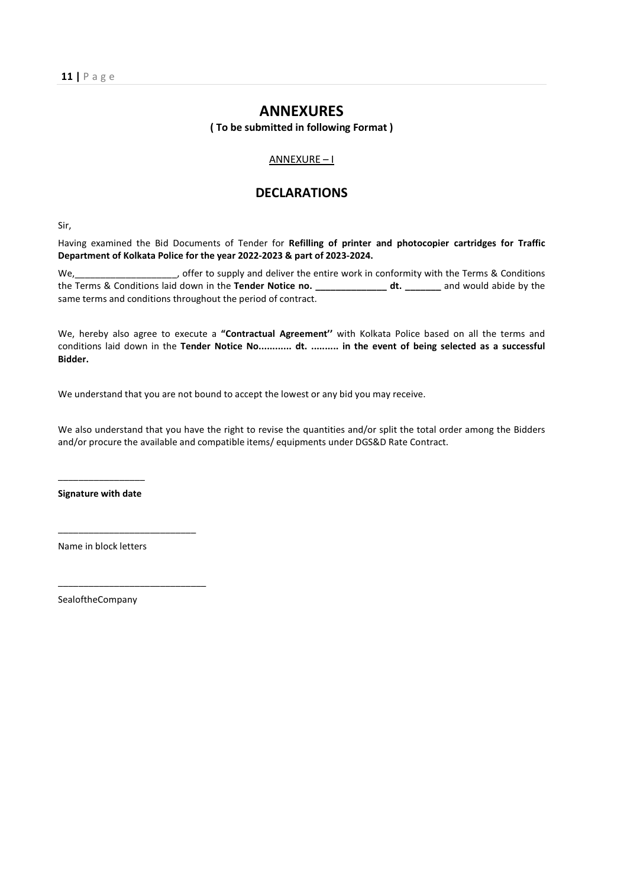# ANNEXURES

**( To be submitted in following Format )**

ANNEXURE – I

## DECLARATIONS

Sir,

Having examined the Bid Documents of Tender for **Refilling of printer and photocopier cartridges for Traffic Department of Kolkata Police for the year 2022-2023 & part of 2023-2024.**

We,____________________, offer to supply and deliver the entire work in conformity with the Terms & Conditions the Terms & Conditions laid down in the **Tender Notice no. ______________ dt. _______** and would abide by the same terms and conditions throughout the period of contract.

We, hereby also agree to execute a **"Contractual Agreement''** with Kolkata Police based on all the terms and conditions laid down in the **Tender Notice No............ dt. .......... in the event of being selected as a successful Bidder.**

We understand that you are not bound to accept the lowest or any bid you may receive.

We also understand that you have the right to revise the quantities and/or split the total order among the Bidders and/or procure the available and compatible items/ equipments under DGS&D Rate Contract.

_________________

**Signature with date**

___________________________

Name in block letters

_____________________________

SealoftheCompany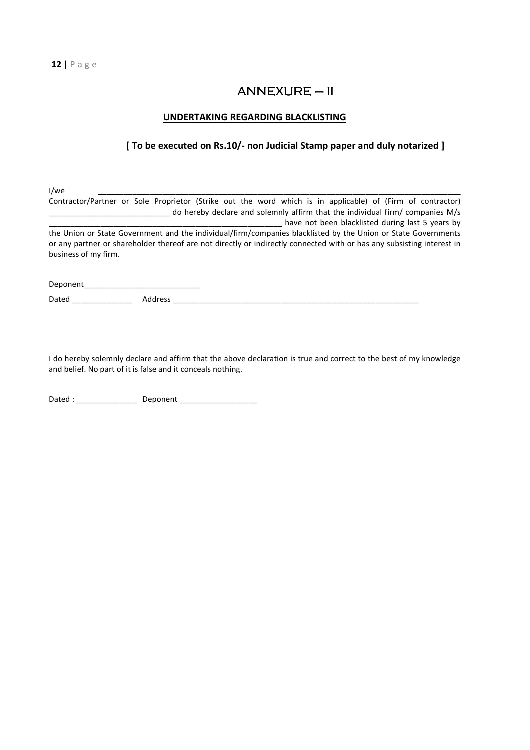# ANNEXURE – II

## UNDERTAKING REGARDING BLACKLISTING

**[ To be executed on Rs.10/- non Judicial Stamp paper and duly notarized ]**

I/we ____________________________________________________________________________________ Contractor/Partner or Sole Proprietor (Strike out the word which is in applicable) of (Firm of contractor) ___________________________ do hereby declare and solemnly affirm that the individual firm/ companies M/s ______________________________________________________ have not been blacklisted during last 5 years by the Union or State Government and the individual/firm/companies blacklisted by the Union or State Governments or any partner or shareholder thereof are not directly or indirectly connected with or has any subsisting interest in business of my firm.

Deponent__________________________

Dated _____________ Address ___________________________________________________________

I do hereby solemnly declare and affirm that the above declaration is true and correct to the best of my knowledge and belief. No part of it is false and it conceals nothing.

Dated : ______________ Deponent _________________